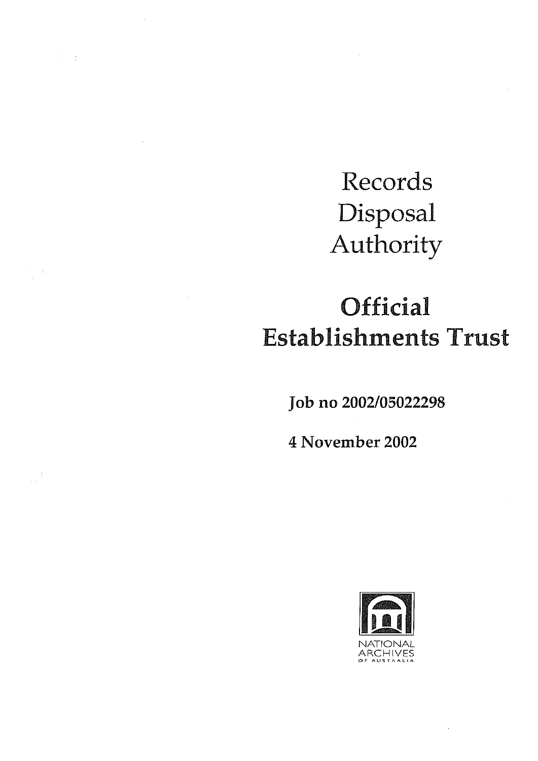# Records Disposal Authority

# Official Establishments Trust

**Job no 2002/05022298**

**4 November 2002**

NATIONAL ARCHIVES OF AUSTRALIA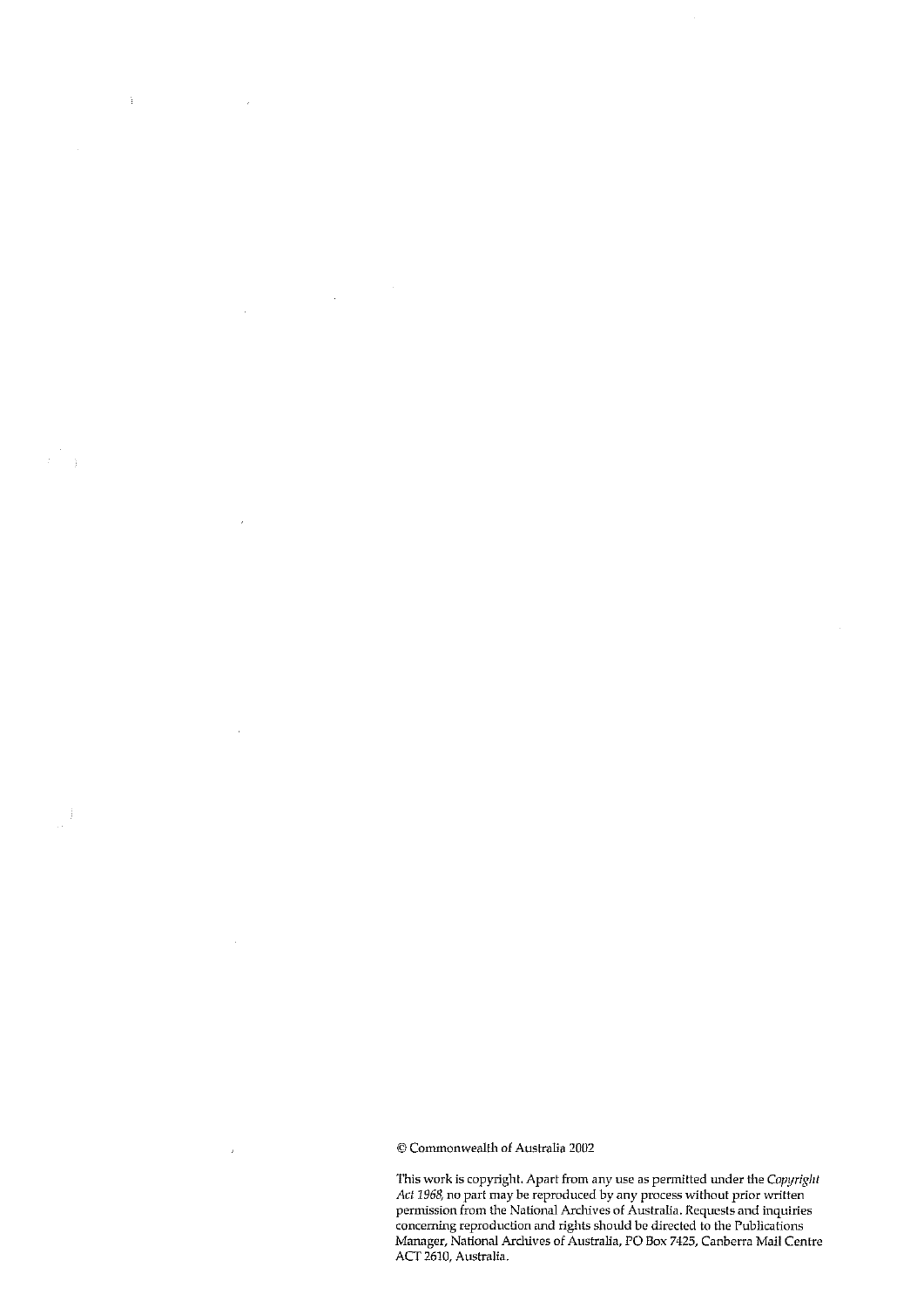© Commonwealth of Australia 2002

This work is copyright. Apart from any use as permitted under the *Copyright Act 1968*, no part may be reproduced by any process without prior written permission from the National Archives of Australia. Requests and inquiries concerning reproduction and rights should be directed to the Publications Manager, National Archives of Australia, PO Box 7425, Canberra Mail Centre ACT 2610, Australia.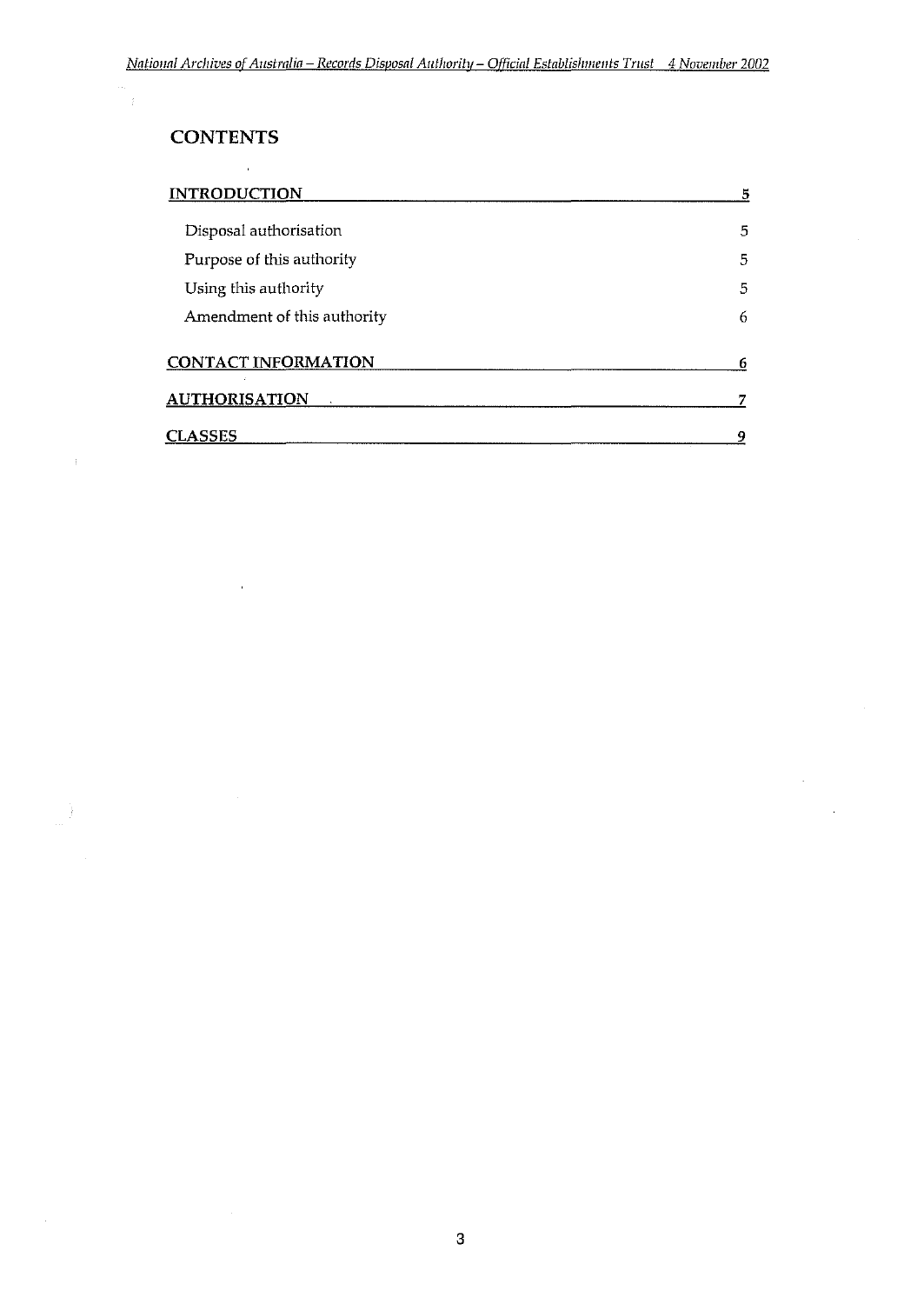# CONTENTS

| | |
|---|---|
| **INTRODUCTION** | **5** |
| Disposal authorisation | 5 |
| Purpose of this authority | 5 |
| Using this authority | 5 |
| Amendment of this authority | 6 |
| **CONTACT INFORMATION** | **6** |
| **AUTHORISATION** | **7** |
| **CLASSES** | **9** |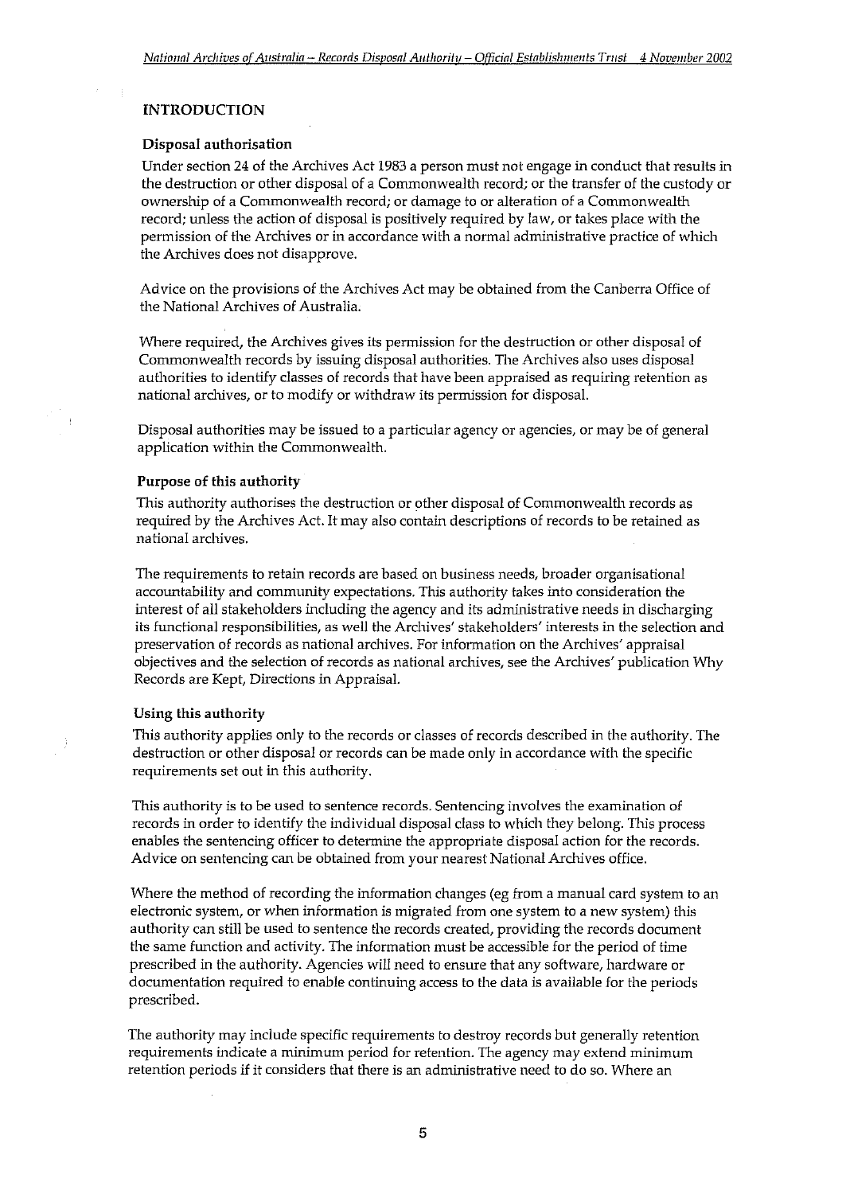## INTRODUCTION

### Disposal authorisation

Under section 24 of the Archives Act 1983 a person must not engage in conduct that results in the destruction or other disposal of a Commonwealth record; or the transfer of the custody or ownership of a Commonwealth record; or damage to or alteration of a Commonwealth record; unless the action of disposal is positively required by law, or takes place with the permission of the Archives or in accordance with a normal administrative practice of which the Archives does not disapprove.

Advice on the provisions of the Archives Act may be obtained from the Canberra Office of the National Archives of Australia.

Where required, the Archives gives its permission for the destruction or other disposal of Commonwealth records by issuing disposal authorities. The Archives also uses disposal authorities to identify classes of records that have been appraised as requiring retention as national archives, or to modify or withdraw its permission for disposal.

Disposal authorities may be issued to a particular agency or agencies, or may be of general application within the Commonwealth.

### Purpose of this authority

This authority authorises the destruction or other disposal of Commonwealth records as required by the Archives Act. It may also contain descriptions of records to be retained as national archives.

The requirements to retain records are based on business needs, broader organisational accountability and community expectations. This authority takes into consideration the interest of all stakeholders including the agency and its administrative needs in discharging its functional responsibilities, as well the Archives' stakeholders' interests in the selection and preservation of records as national archives. For information on the Archives' appraisal objectives and the selection of records as national archives, see the Archives' publication Why Records are Kept, Directions in Appraisal.

### Using this authority

This authority applies only to the records or classes of records described in the authority. The destruction or other disposal or records can be made only in accordance with the specific requirements set out in this authority.

This authority is to be used to sentence records. Sentencing involves the examination of records in order to identify the individual disposal class to which they belong. This process enables the sentencing officer to determine the appropriate disposal action for the records. Advice on sentencing can be obtained from your nearest National Archives office.

Where the method of recording the information changes (eg from a manual card system to an electronic system, or when information is migrated from one system to a new system) this authority can still be used to sentence the records created, providing the records document the same function and activity. The information must be accessible for the period of time prescribed in the authority. Agencies will need to ensure that any software, hardware or documentation required to enable continuing access to the data is available for the periods prescribed.

The authority may include specific requirements to destroy records but generally retention requirements indicate a minimum period for retention. The agency may extend minimum retention periods if it considers that there is an administrative need to do so. Where an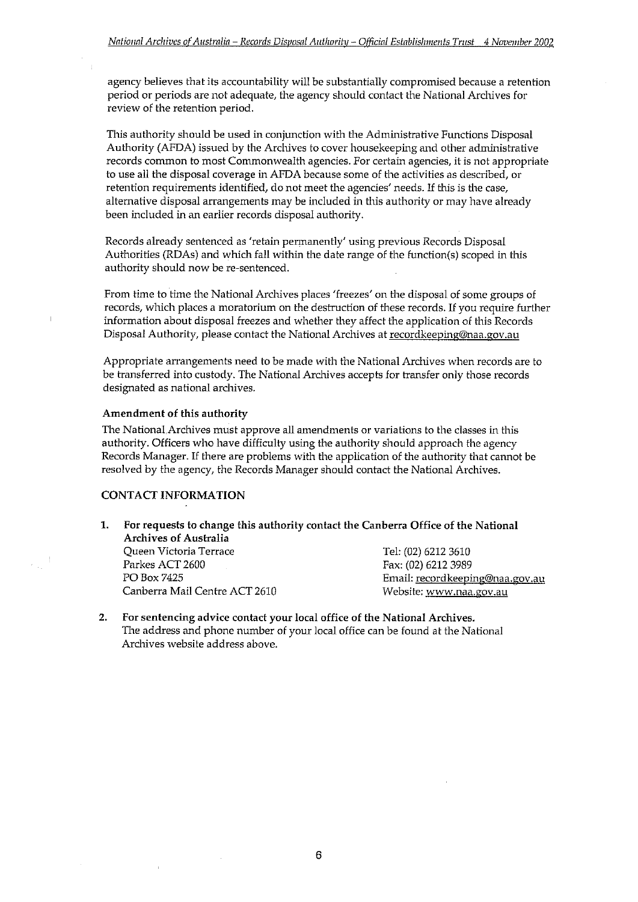agency believes that its accountability will be substantially compromised because a retention period or periods are not adequate, the agency should contact the National Archives for review of the retention period.

This authority should be used in conjunction with the Administrative Functions Disposal Authority (AFDA) issued by the Archives to cover housekeeping and other administrative records common to most Commonwealth agencies. For certain agencies, it is not appropriate to use all the disposal coverage in AFDA because some of the activities as described, or retention requirements identified, do not meet the agencies' needs. If this is the case, alternative disposal arrangements may be included in this authority or may have already been included in an earlier records disposal authority.

Records already sentenced as 'retain permanently' using previous Records Disposal Authorities (RDAs) and which fall within the date range of the function(s) scoped in this authority should now be re-sentenced.

From time to time the National Archives places 'freezes' on the disposal of some groups of records, which places a moratorium on the destruction of these records. If you require further information about disposal freezes and whether they affect the application of this Records Disposal Authority, please contact the National Archives at recordkeeping@naa.gov.au

Appropriate arrangements need to be made with the National Archives when records are to be transferred into custody. The National Archives accepts for transfer only those records designated as national archives.

### Amendment of this authority

The National Archives must approve all amendments or variations to the classes in this authority. Officers who have difficulty using the authority should approach the agency Records Manager. If there are problems with the application of the authority that cannot be resolved by the agency, the Records Manager should contact the National Archives.

## CONTACT INFORMATION

1. **For requests to change this authority contact the Canberra Office of the National Archives of Australia**

   Queen Victoria Terrace
   Parkes ACT 2600
   PO Box 7425
   Canberra Mail Centre ACT 2610

   Tel: (02) 6212 3610
   Fax: (02) 6212 3989
   Email: recordkeeping@naa.gov.au
   Website: www.naa.gov.au

2. **For sentencing advice contact your local office of the National Archives.**
   The address and phone number of your local office can be found at the National Archives website address above.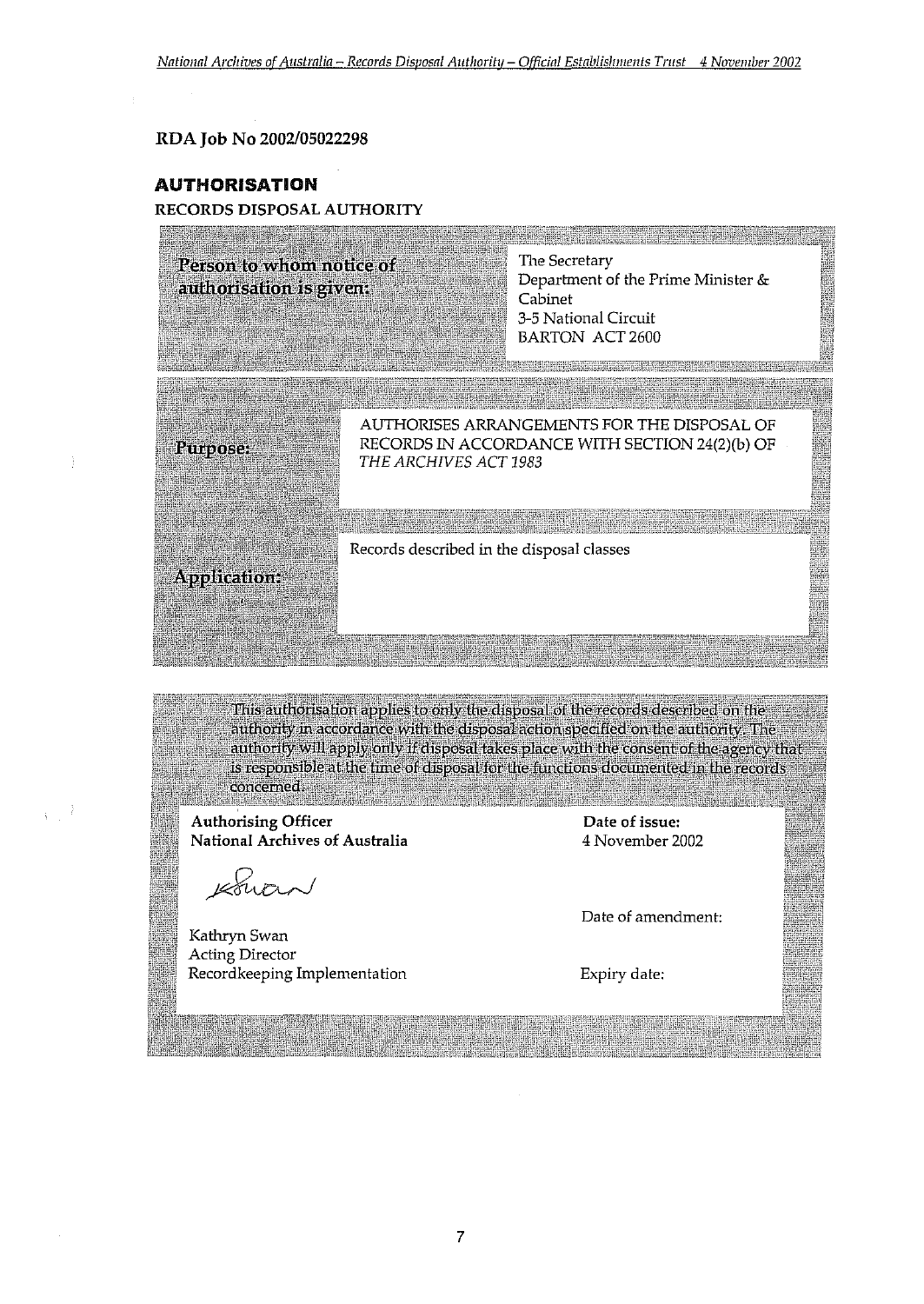RDA Job No 2002/05022298

## AUTHORISATION

RECORDS DISPOSAL AUTHORITY

| | |
|---|---|
| **Person to whom notice of authorisation is given:** | The Secretary<br>Department of the Prime Minister & Cabinet<br>3-5 National Circuit<br>BARTON ACT 2600 |
| **Purpose:** | AUTHORISES ARRANGEMENTS FOR THE DISPOSAL OF RECORDS IN ACCORDANCE WITH SECTION 24(2)(b) OF *THE ARCHIVES ACT 1983* |
| **Application:** | Records described in the disposal classes |

This authorisation applies to only the disposal of the records described on the authority in accordance with the disposal action specified on the authority. The authority will apply only if disposal takes place with the consent of the agency that is responsible at the time of disposal for the functions documented in the records concerned.

| | |
|---|---|
| **Authorising Officer**<br>**National Archives of Australia** | **Date of issue:**<br>4 November 2002 |
| | Date of amendment: |
| Kathryn Swan<br>Acting Director<br>Recordkeeping Implementation | Expiry date: |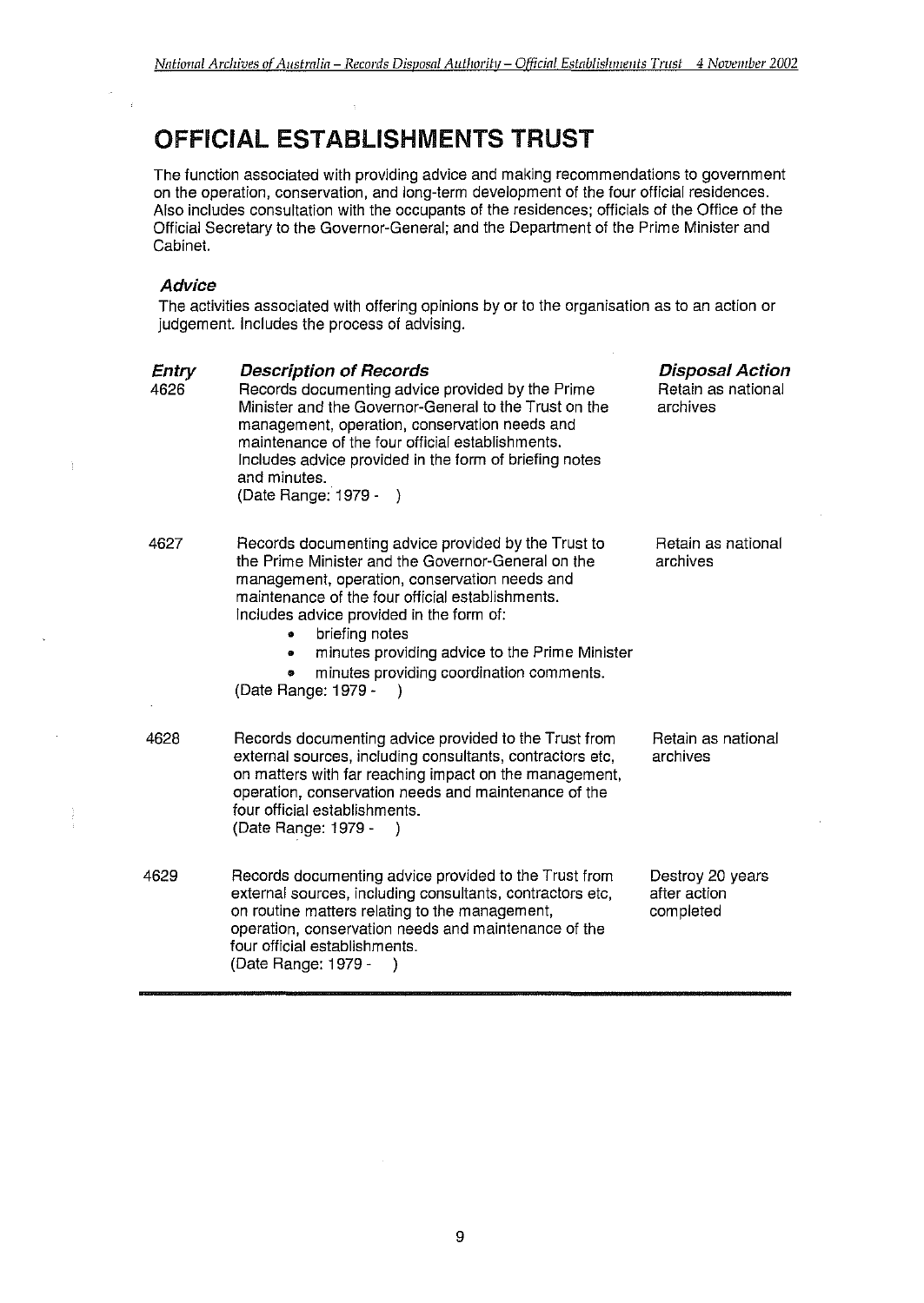# OFFICIAL ESTABLISHMENTS TRUST

The function associated with providing advice and making recommendations to government on the operation, conservation, and long-term development of the four official residences. Also includes consultation with the occupants of the residences; officials of the Office of the Official Secretary to the Governor-General; and the Department of the Prime Minister and Cabinet.

### *Advice*

The activities associated with offering opinions by or to the organisation as to an action or judgement. Includes the process of advising.

| ***Entry*** | ***Description of Records*** | ***Disposal Action*** |
|---|---|---|
| 4626 | Records documenting advice provided by the Prime Minister and the Governor-General to the Trust on the management, operation, conservation needs and maintenance of the four official establishments. Includes advice provided in the form of briefing notes and minutes.<br>(Date Range: 1979 - ) | Retain as national archives |
| 4627 | Records documenting advice provided by the Trust to the Prime Minister and the Governor-General on the management, operation, conservation needs and maintenance of the four official establishments. Includes advice provided in the form of:<br>• briefing notes<br>• minutes providing advice to the Prime Minister<br>• minutes providing coordination comments.<br>(Date Range: 1979 - ) | Retain as national archives |
| 4628 | Records documenting advice provided to the Trust from external sources, including consultants, contractors etc, on matters with far reaching impact on the management, operation, conservation needs and maintenance of the four official establishments.<br>(Date Range: 1979 - ) | Retain as national archives |
| 4629 | Records documenting advice provided to the Trust from external sources, including consultants, contractors etc, on routine matters relating to the management, operation, conservation needs and maintenance of the four official establishments.<br>(Date Range: 1979 - ) | Destroy 20 years after action completed |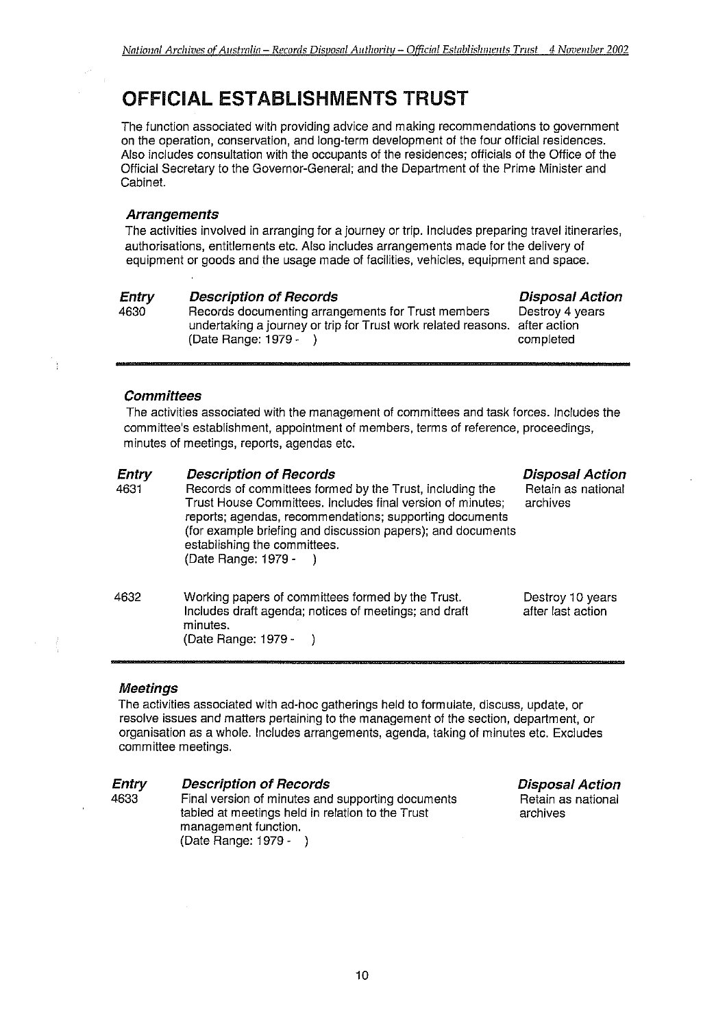# OFFICIAL ESTABLISHMENTS TRUST

The function associated with providing advice and making recommendations to government on the operation, conservation, and long-term development of the four official residences. Also includes consultation with the occupants of the residences; officials of the Office of the Official Secretary to the Governor-General; and the Department of the Prime Minister and Cabinet.

### *Arrangements*

The activities involved in arranging for a journey or trip. Includes preparing travel itineraries, authorisations, entitlements etc. Also includes arrangements made for the delivery of equipment or goods and the usage made of facilities, vehicles, equipment and space.

| ***Entry*** | ***Description of Records*** | ***Disposal Action*** |
|---|---|---|
| 4630 | Records documenting arrangements for Trust members undertaking a journey or trip for Trust work related reasons. (Date Range: 1979 - ) | Destroy 4 years after action completed |

### *Committees*

The activities associated with the management of committees and task forces. Includes the committee's establishment, appointment of members, terms of reference, proceedings, minutes of meetings, reports, agendas etc.

| ***Entry*** | ***Description of Records*** | ***Disposal Action*** |
|---|---|---|
| 4631 | Records of committees formed by the Trust, including the Trust House Committees. Includes final version of minutes; reports; agendas, recommendations; supporting documents (for example briefing and discussion papers); and documents establishing the committees. (Date Range: 1979 - ) | Retain as national archives |
| 4632 | Working papers of committees formed by the Trust. Includes draft agenda; notices of meetings; and draft minutes. (Date Range: 1979 - ) | Destroy 10 years after last action |

### *Meetings*

The activities associated with ad-hoc gatherings held to formulate, discuss, update, or resolve issues and matters pertaining to the management of the section, department, or organisation as a whole. Includes arrangements, agenda, taking of minutes etc. Excludes committee meetings.

| ***Entry*** | ***Description of Records*** | ***Disposal Action*** |
|---|---|---|
| 4633 | Final version of minutes and supporting documents tabled at meetings held in relation to the Trust management function. (Date Range: 1979 - ) | Retain as national archives |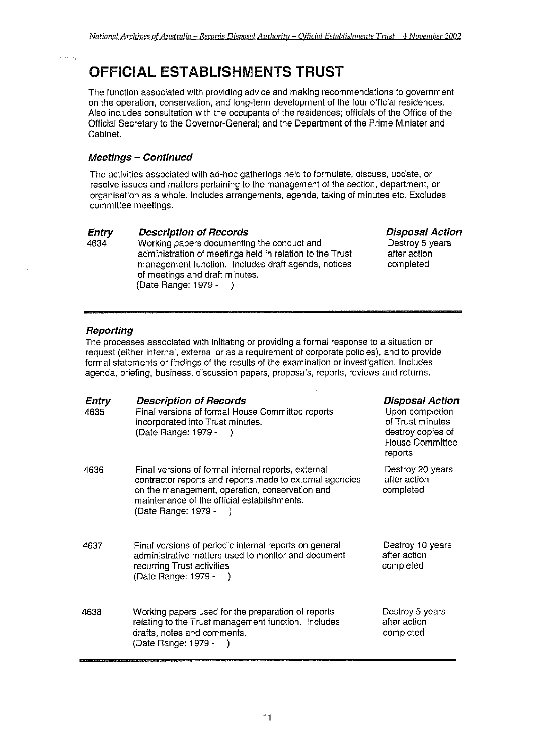# OFFICIAL ESTABLISHMENTS TRUST

The function associated with providing advice and making recommendations to government on the operation, conservation, and long-term development of the four official residences. Also includes consultation with the occupants of the residences; officials of the Office of the Official Secretary to the Governor-General; and the Department of the Prime Minister and Cabinet.

### *Meetings – Continued*

The activities associated with ad-hoc gatherings held to formulate, discuss, update, or resolve issues and matters pertaining to the management of the section, department, or organisation as a whole. Includes arrangements, agenda, taking of minutes etc. Excludes committee meetings.

| ***Entry*** | ***Description of Records*** | ***Disposal Action*** |
|---|---|---|
| 4634 | Working papers documenting the conduct and administration of meetings held in relation to the Trust management function. Includes draft agenda, notices of meetings and draft minutes. (Date Range: 1979 - ) | Destroy 5 years after action completed |

### *Reporting*

The processes associated with initiating or providing a formal response to a situation or request (either internal, external or as a requirement of corporate policies), and to provide formal statements or findings of the results of the examination or investigation. Includes agenda, briefing, business, discussion papers, proposals, reports, reviews and returns.

| ***Entry*** | ***Description of Records*** | ***Disposal Action*** |
|---|---|---|
| 4635 | Final versions of formal House Committee reports incorporated into Trust minutes. (Date Range: 1979 - ) | Upon completion of Trust minutes destroy copies of House Committee reports |
| 4636 | Final versions of formal internal reports, external contractor reports and reports made to external agencies on the management, operation, conservation and maintenance of the official establishments. (Date Range: 1979 - ) | Destroy 20 years after action completed |
| 4637 | Final versions of periodic internal reports on general administrative matters used to monitor and document recurring Trust activities (Date Range: 1979 - ) | Destroy 10 years after action completed |
| 4638 | Working papers used for the preparation of reports relating to the Trust management function. Includes drafts, notes and comments. (Date Range: 1979 - ) | Destroy 5 years after action completed |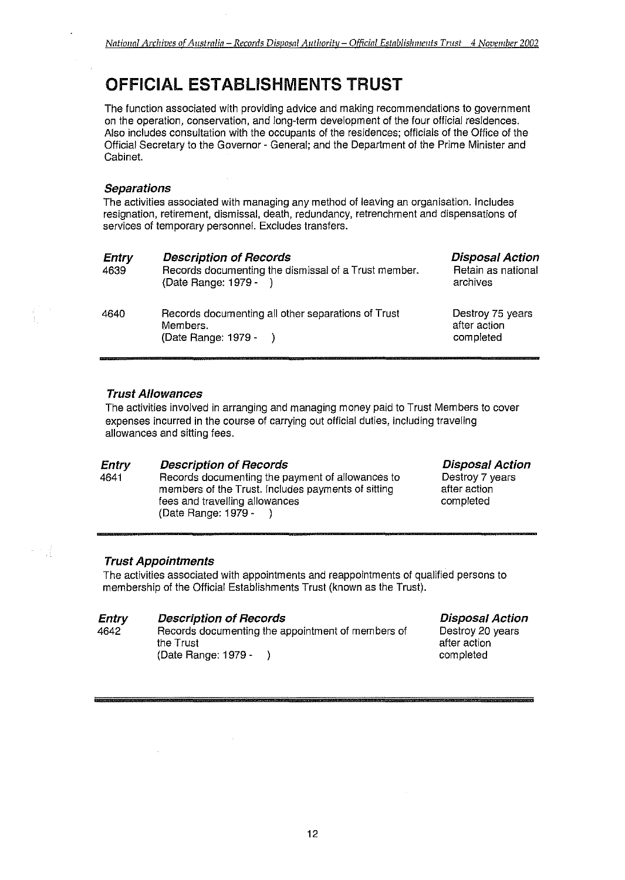# OFFICIAL ESTABLISHMENTS TRUST

The function associated with providing advice and making recommendations to government on the operation, conservation, and long-term development of the four official residences. Also includes consultation with the occupants of the residences; officials of the Office of the Official Secretary to the Governor - General; and the Department of the Prime Minister and Cabinet.

### *Separations*

The activities associated with managing any method of leaving an organisation. Includes resignation, retirement, dismissal, death, redundancy, retrenchment and dispensations of services of temporary personnel. Excludes transfers.

| *Entry* | *Description of Records* | *Disposal Action* |
|---|---|---|
| 4639 | Records documenting the dismissal of a Trust member. (Date Range: 1979 - ) | Retain as national archives |
| 4640 | Records documenting all other separations of Trust Members. (Date Range: 1979 - ) | Destroy 75 years after action completed |

### *Trust Allowances*

The activities involved in arranging and managing money paid to Trust Members to cover expenses incurred in the course of carrying out official duties, including traveling allowances and sitting fees.

| *Entry* | *Description of Records* | *Disposal Action* |
|---|---|---|
| 4641 | Records documenting the payment of allowances to members of the Trust. Includes payments of sitting fees and travelling allowances (Date Range: 1979 - ) | Destroy 7 years after action completed |

### *Trust Appointments*

The activities associated with appointments and reappointments of qualified persons to membership of the Official Establishments Trust (known as the Trust).

| *Entry* | *Description of Records* | *Disposal Action* |
|---|---|---|
| 4642 | Records documenting the appointment of members of the Trust (Date Range: 1979 - ) | Destroy 20 years after action completed |